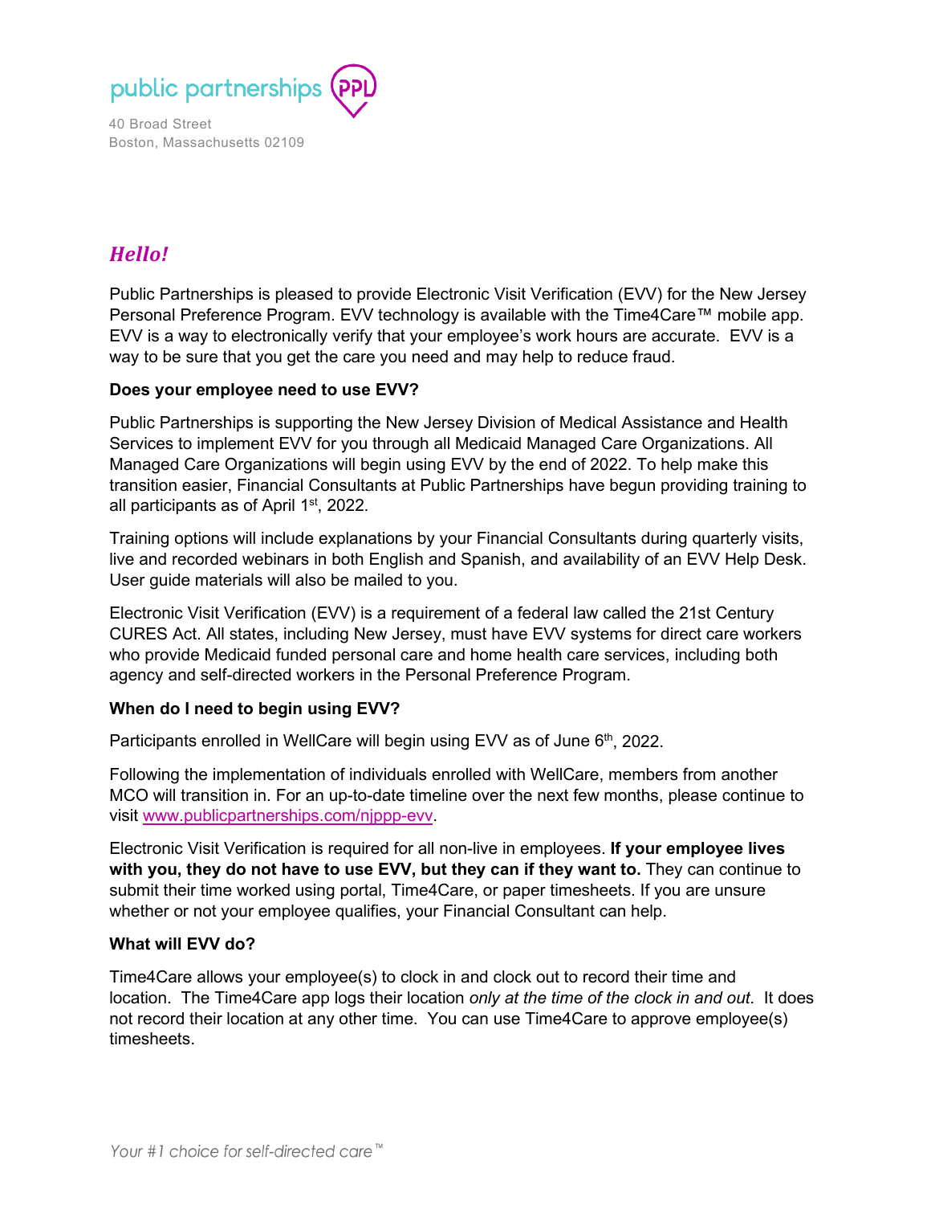public partnerships PPL

40 Broad Street
Boston, Massachusetts 02109

## *Hello!*

Public Partnerships is pleased to provide Electronic Visit Verification (EVV) for the New Jersey Personal Preference Program. EVV technology is available with the Time4Care™ mobile app. EVV is a way to electronically verify that your employee's work hours are accurate. EVV is a way to be sure that you get the care you need and may help to reduce fraud.

**Does your employee need to use EVV?**

Public Partnerships is supporting the New Jersey Division of Medical Assistance and Health Services to implement EVV for you through all Medicaid Managed Care Organizations. All Managed Care Organizations will begin using EVV by the end of 2022. To help make this transition easier, Financial Consultants at Public Partnerships have begun providing training to all participants as of April 1st, 2022.

Training options will include explanations by your Financial Consultants during quarterly visits, live and recorded webinars in both English and Spanish, and availability of an EVV Help Desk. User guide materials will also be mailed to you.

Electronic Visit Verification (EVV) is a requirement of a federal law called the 21st Century CURES Act. All states, including New Jersey, must have EVV systems for direct care workers who provide Medicaid funded personal care and home health care services, including both agency and self-directed workers in the Personal Preference Program.

**When do I need to begin using EVV?**

Participants enrolled in WellCare will begin using EVV as of June 6th, 2022.

Following the implementation of individuals enrolled with WellCare, members from another MCO will transition in. For an up-to-date timeline over the next few months, please continue to visit [www.publicpartnerships.com/njppp-evv](www.publicpartnerships.com/njppp-evv).

Electronic Visit Verification is required for all non-live in employees. **If your employee lives with you, they do not have to use EVV, but they can if they want to.** They can continue to submit their time worked using portal, Time4Care, or paper timesheets. If you are unsure whether or not your employee qualifies, your Financial Consultant can help.

**What will EVV do?**

Time4Care allows your employee(s) to clock in and clock out to record their time and location. The Time4Care app logs their location *only at the time of the clock in and out*. It does not record their location at any other time. You can use Time4Care to approve employee(s) timesheets.

*Your #1 choice for self-directed care™*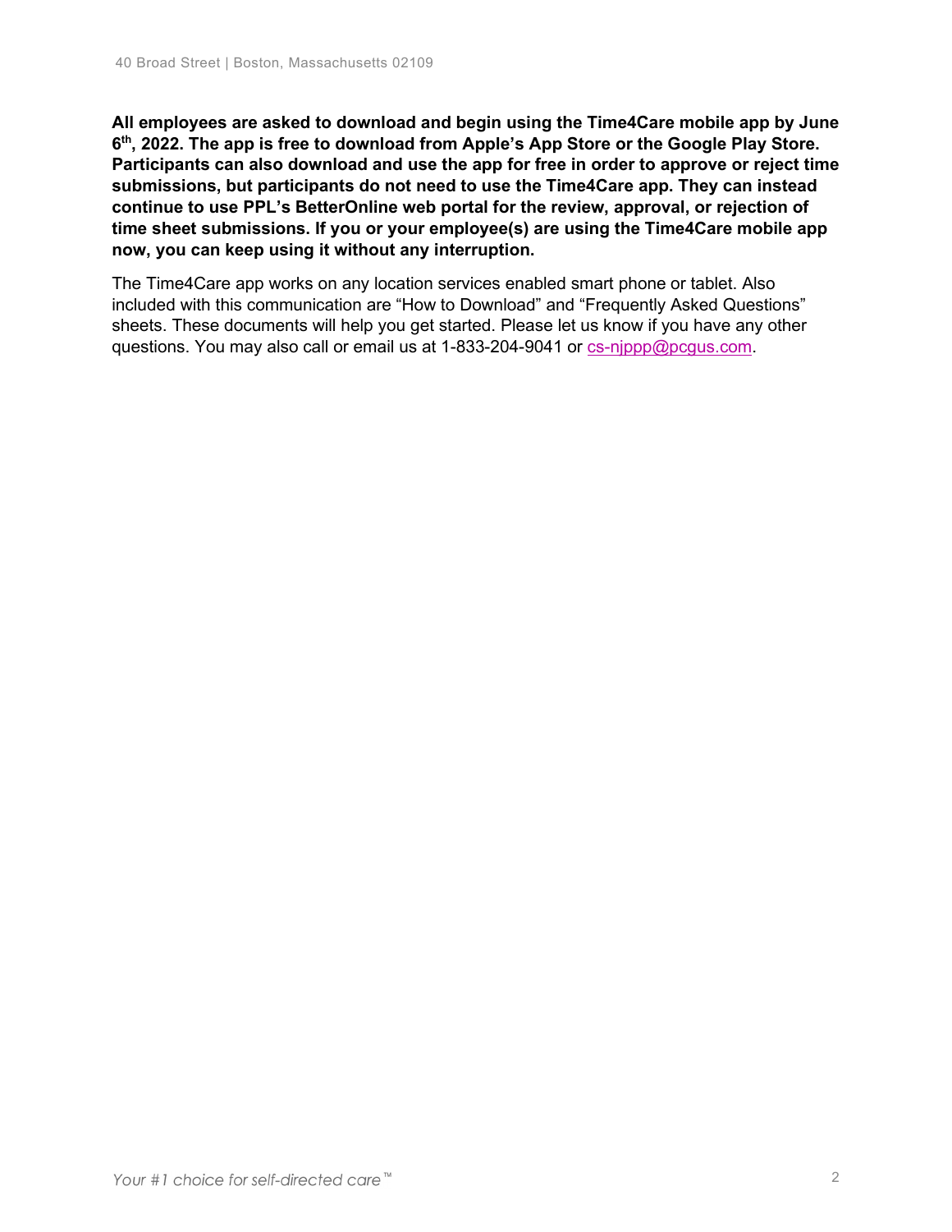**All employees are asked to download and begin using the Time4Care mobile app by June 6th, 2022. The app is free to download from Apple's App Store or the Google Play Store. Participants can also download and use the app for free in order to approve or reject time submissions, but participants do not need to use the Time4Care app. They can instead continue to use PPL's BetterOnline web portal for the review, approval, or rejection of time sheet submissions. If you or your employee(s) are using the Time4Care mobile app now, you can keep using it without any interruption.**

The Time4Care app works on any location services enabled smart phone or tablet. Also included with this communication are "How to Download" and "Frequently Asked Questions" sheets. These documents will help you get started. Please let us know if you have any other questions. You may also call or email us at 1-833-204-9041 or cs-njppp@pcgus.com.